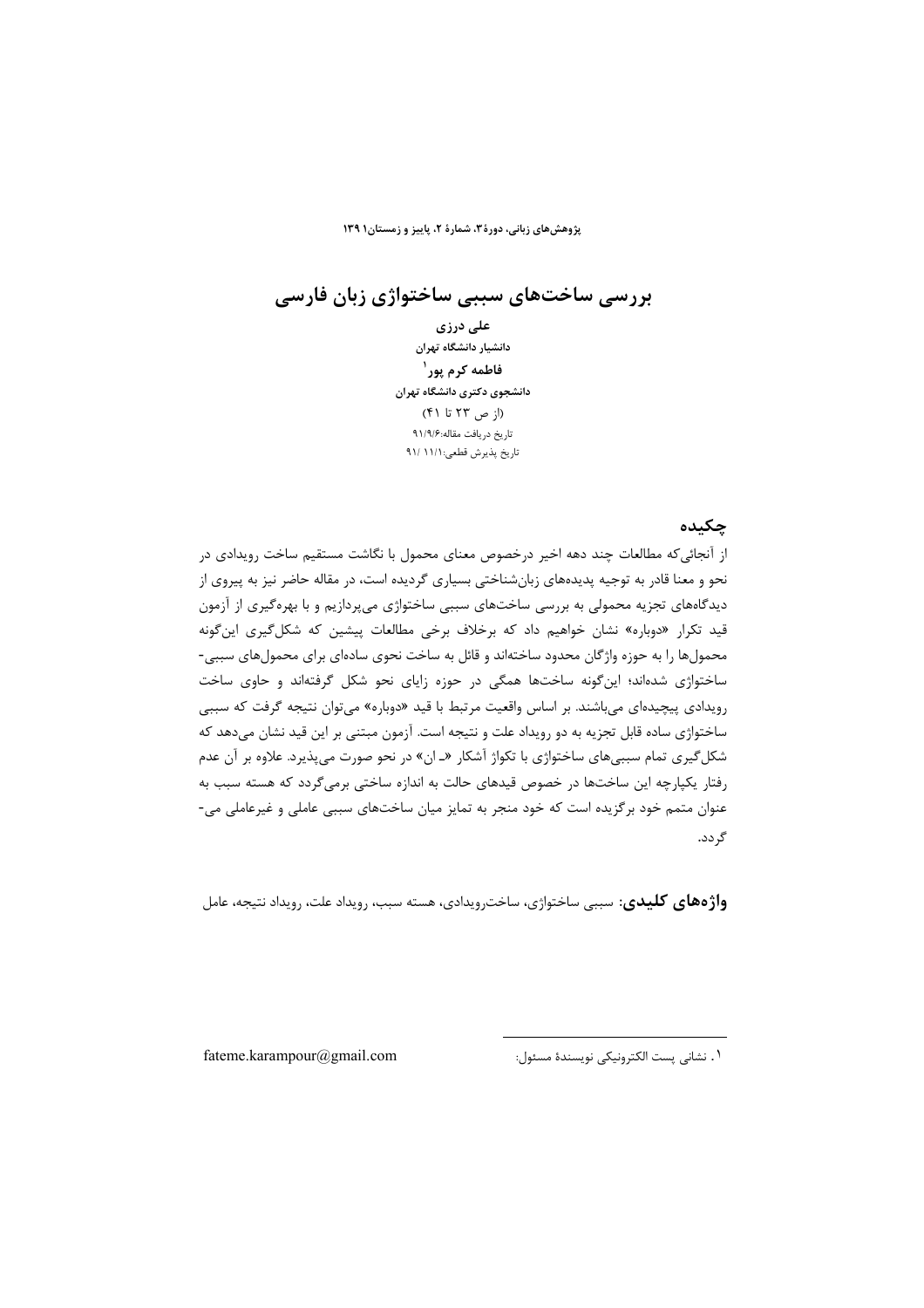# بررسی ساخت‌های سببی ساختواژی زبان فارسی

**علی درزی**

**دانشیار دانشگاه تهران**

**فاطمه کرم پور[1]**

**دانشجوی دکتری دانشگاه تهران**

(از ص ۲۳ تا ۴۱)

تاریخ دریافت مقاله:۹۱/۹/۶

تاریخ پذیرش قطعی:۹۱/ ۱۱/۱

## چکیده

از آنجائی‌که مطالعات چند دهه اخیر درخصوص معنای محمول با نگاشت مستقیم ساخت رویدادی در نحو و معنا قادر به توجیه پدیده‌های زبان‌شناختی بسیاری گردیده است، در مقاله حاضر نیز به پیروی از دیدگاه‌های تجزیه محمولی به بررسی ساخت‌های سببی ساختواژی می‌پردازیم و با بهره‌گیری از آزمون قید تکرار «دوباره» نشان خواهیم داد که برخلاف برخی مطالعات پیشین که شکل‌گیری این‌گونه محمول‌ها را به حوزه واژگان محدود ساخته‌اند و قائل به ساخت نحوی ساده‌ای برای محمول‌های سببی-ساختواژی شده‌اند؛ این‌گونه ساخت‌ها همگی در حوزه زایای نحو شکل گرفته‌اند و حاوی ساخت رویدادی پیچیده‌ای می‌باشند. بر اساس واقعیت مرتبط با قید «دوباره» می‌توان نتیجه گرفت که سببی ساختواژی ساده قابل تجزیه به دو رویداد علت و نتیجه است. آزمون مبتنی بر این قید نشان می‌دهد که شکل‌گیری تمام سببی‌های ساختواژی با تکواژ آشکار «ـ ان» در نحو صورت می‌پذیرد. علاوه بر آن عدم رفتار یکپارچه این ساخت‌ها در خصوص قیدهای حالت به اندازه ساختی برمی‌گردد که هسته سبب به عنوان متمم خود برگزیده است که خود منجر به تمایز میان ساخت‌های سببی عاملی و غیرعاملی می‌گردد.

**واژه‌های کلیدی**: سببی ساختواژی، ساخت‌رویدادی، هسته سبب، رویداد علت، رویداد نتیجه، عامل

[1]. نشانی پست الکترونیکی نویسندهٔ مسئول: fateme.karampour@gmail.com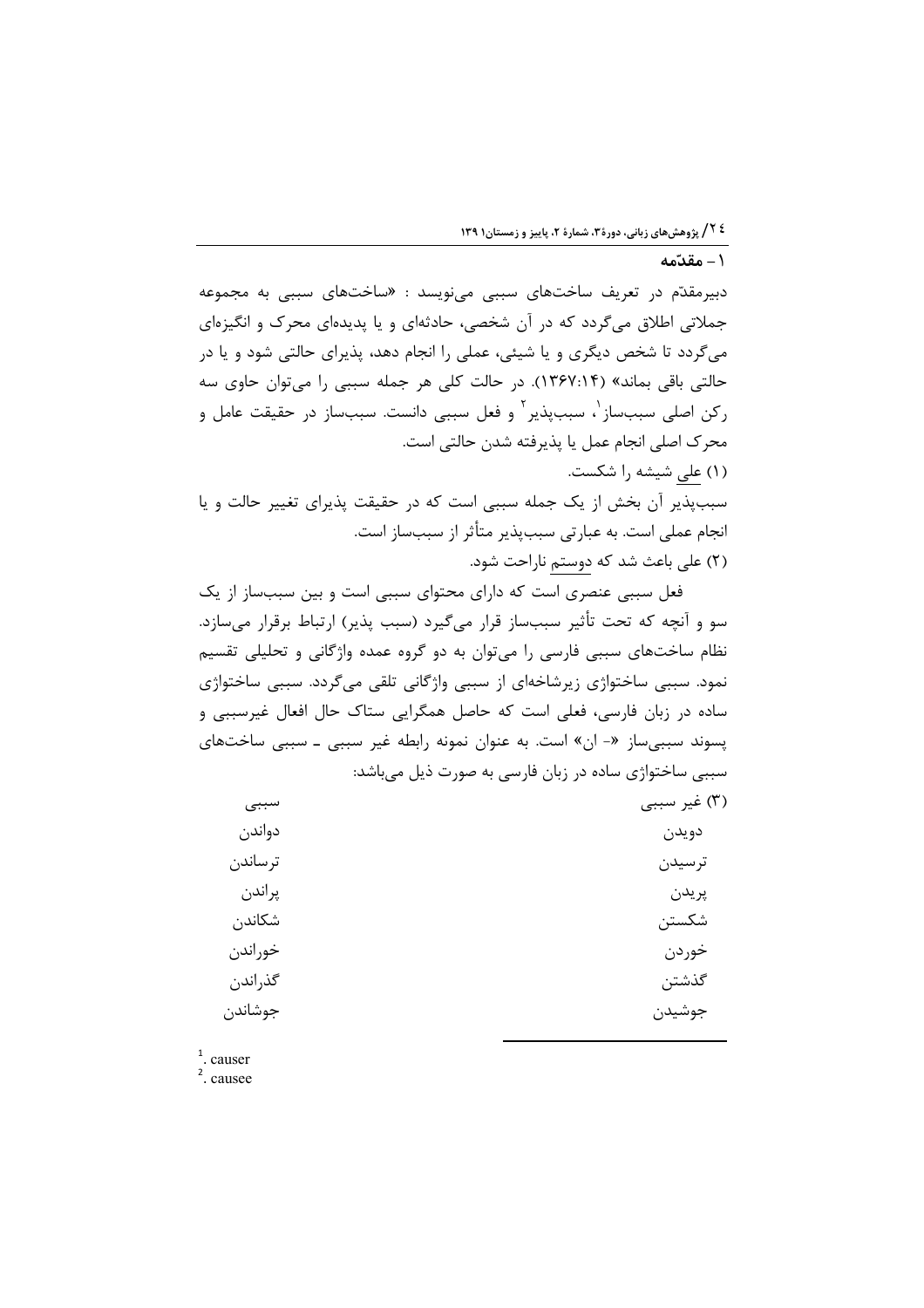## ۱ - مقدّمه

دبیرمقدّم در تعریف ساخت‌های سببی می‌نویسد : «ساخت‌های سببی به مجموعه جملاتی اطلاق می‌گردد که در آن شخصی، حادثه‌ای و یا پدیده‌ای محرک و انگیزه‌ای می‌گردد تا شخص دیگری و یا شیئی، عملی را انجام دهد، پذیرای حالتی شود و یا در حالتی باقی بماند» (۱۳۶۷:۱۴). در حالت کلی هر جمله سببی را می‌توان حاوی سه رکن اصلی سبب‌ساز[1]، سبب‌پذیر[2] و فعل سببی دانست. سبب‌ساز در حقیقت عامل و محرک اصلی انجام عمل یا پذیرفته شدن حالتی است.

(۱) علی شیشه را شکست.

سبب‌پذیر آن بخش از یک جمله سببی است که در حقیقت پذیرای تغییر حالت و یا انجام عملی است. به عبارتی سبب‌پذیر متأثر از سبب‌ساز است.

(۲) علی باعث شد که دوستم ناراحت شود.

فعل سببی عنصری است که دارای محتوای سببی است و بین سبب‌ساز از یک سو و آنچه که تحت تأثیر سبب‌ساز قرار می‌گیرد (سبب پذیر) ارتباط برقرار می‌سازد. نظام ساخت‌های سببی فارسی را می‌توان به دو گروه عمده واژگانی و تحلیلی تقسیم نمود. سببی ساختواژی زیرشاخه‌ای از سببی واژگانی تلقی می‌گردد. سببی ساختواژی ساده در زبان فارسی، فعلی است که حاصل همگرایی ستاک حال افعال غیرسببی و پسوند سببی‌ساز «- ان» است. به عنوان نمونه رابطه غیر سببی ـ سببی ساخت‌های سببی ساختواژی ساده در زبان فارسی به صورت ذیل می‌باشد:

(۳)

| غیر سببی | سببی |
|---|---|
| دویدن | دواندن |
| ترسیدن | ترساندن |
| پریدن | پراندن |
| شکستن | شکاندن |
| خوردن | خوراندن |
| گذشتن | گذراندن |
| جوشیدن | جوشاندن |

---

[1]. causer
[2]. causee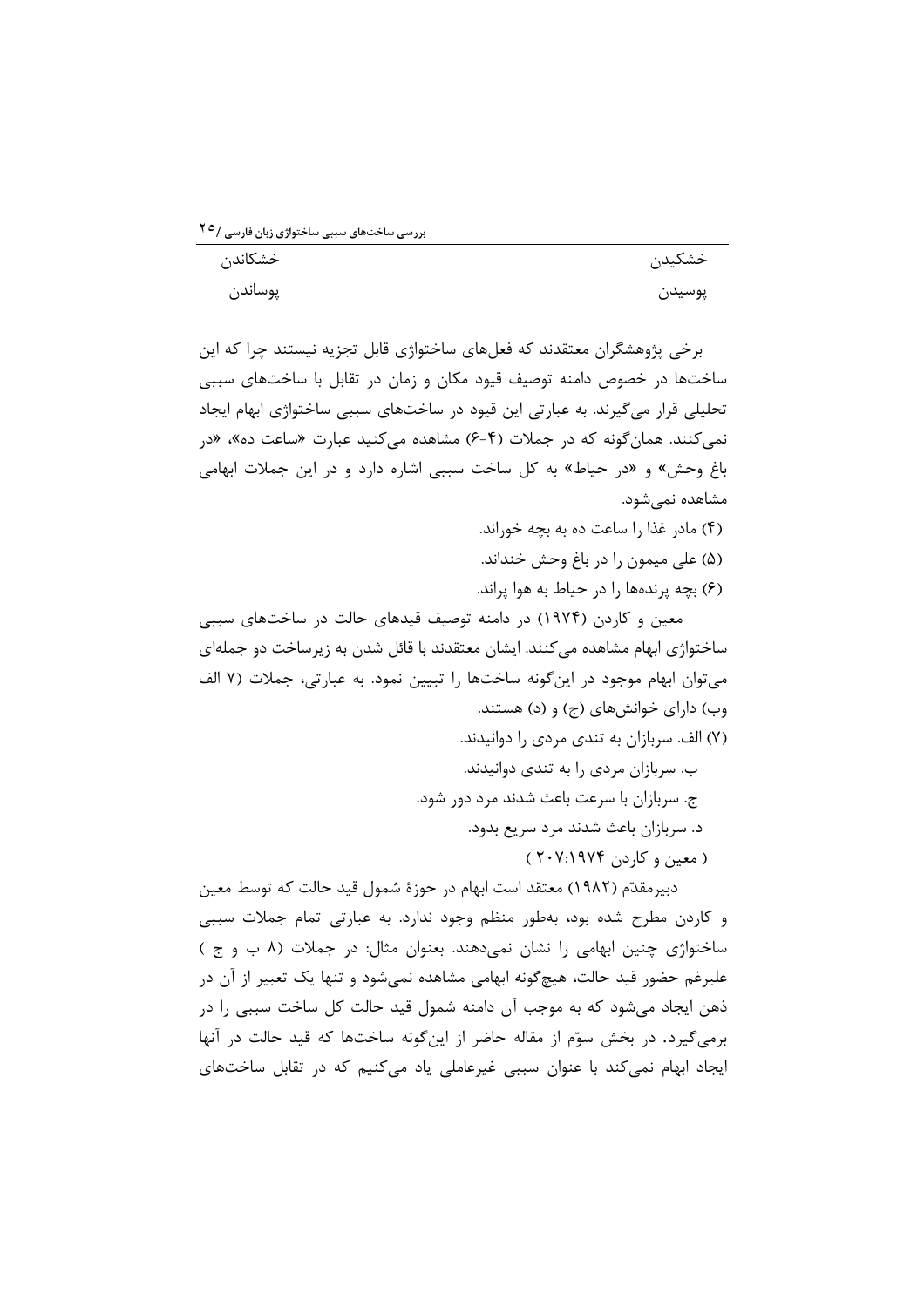| | |
|---|---|
| خشکیدن | خشکاندن |
| پوسیدن | پوساندن |

برخی پژوهشگران معتقدند که فعل‌های ساختواژی قابل تجزیه نیستند چرا که این ساخت‌ها در خصوص دامنه توصیف قیود مکان و زمان در تقابل با ساخت‌های سببی تحلیلی قرار می‌گیرند. به عبارتی این قیود در ساخت‌های سببی ساختواژی ابهام ایجاد نمی‌کنند. همان‌گونه که در جملات (۴-۶) مشاهده می‌کنید عبارت «ساعت ده»، «در باغ وحش» و «در حیاط» به کل ساخت سببی اشاره دارد و در این جملات ابهامی مشاهده نمی‌شود.

(۴) مادر غذا را ساعت ده به بچه خوراند.

(۵) علی میمون را در باغ وحش خنداند.

(۶) بچه پرنده‌ها را در حیاط به هوا پراند.

معین و کاردن (۱۹۷۴) در دامنه توصیف قیدهای حالت در ساخت‌های سببی ساختواژی ابهام مشاهده می‌کنند. ایشان معتقدند با قائل شدن به زیرساخت دو جمله‌ای می‌توان ابهام موجود در این‌گونه ساخت‌ها را تبیین نمود. به عبارتی، جملات (۷ الف وب) دارای خوانش‌های (ج) و (د) هستند.

(۷) الف. سربازان به تندی مردی را دوانیدند.

ب. سربازان مردی را به تندی دوانیدند.

ج. سربازان با سرعت باعث شدند مرد دور شود.

د. سربازان باعث شدند مرد سریع بدود.

( معین و کاردن ۱۹۷۴:۲۰۷ )

دبیرمقدّم (۱۹۸۲) معتقد است ابهام در حوزهٔ شمول قید حالت که توسط معین و کاردن مطرح شده بود، به‌طور منظم وجود ندارد. به عبارتی تمام جملات سببی ساختواژی چنین ابهامی را نشان نمی‌دهند. بعنوان مثال: در جملات (۸ ب و ج ) علیرغم حضور قید حالت، هیچ‌گونه ابهامی مشاهده نمی‌شود و تنها یک تعبیر از آن در ذهن ایجاد می‌شود که به موجب آن دامنه شمول قید حالت کل ساخت سببی را در برمی‌گیرد. در بخش سوّم از مقاله حاضر از این‌گونه ساخت‌ها که قید حالت در آنها ایجاد ابهام نمی‌کند با عنوان سببی غیرعاملی یاد می‌کنیم که در تقابل ساخت‌های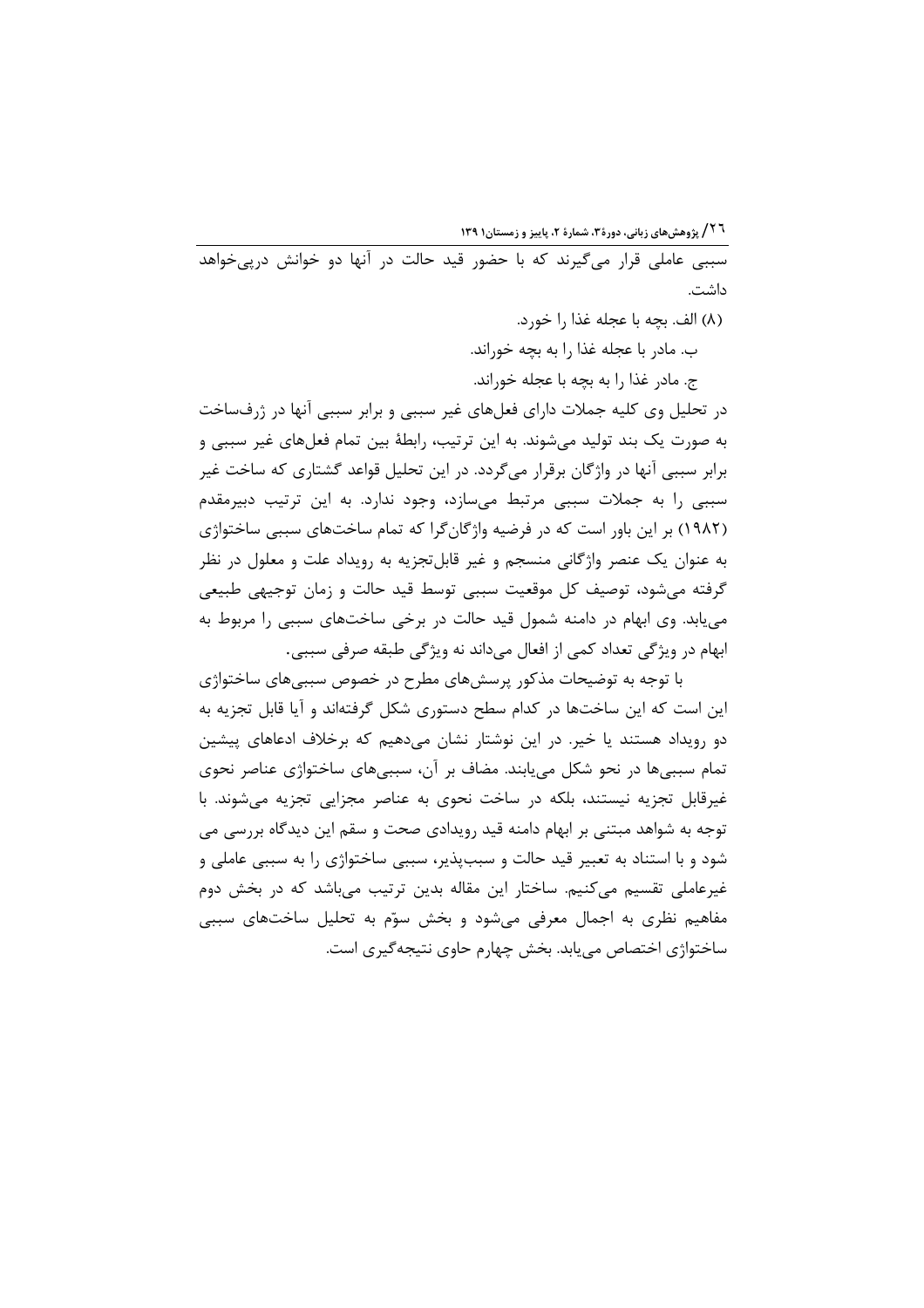سببی عاملی قرار می‌گیرند که با حضور قید حالت در آنها دو خوانش درپی‌خواهد داشت.

(۸) الف. بچه با عجله غذا را خورد.

ب. مادر با عجله غذا را به بچه خوراند.

ج. مادر غذا را به بچه با عجله خوراند.

در تحلیل وی کلیه جملات دارای فعل‌های غیر سببی و برابر سببی آنها در ژرف‌ساخت به صورت یک بند تولید می‌شوند. به این ترتیب، رابطهٔ بین تمام فعل‌های غیر سببی و برابر سببی آنها در واژگان برقرار می‌گردد. در این تحلیل قواعد گشتاری که ساخت غیر سببی را به جملات سببی مرتبط می‌سازد، وجود ندارد. به این ترتیب دبیرمقدم (۱۹۸۲) بر این باور است که در فرضیه واژگان‌گرا که تمام ساخت‌های سببی ساختواژی به عنوان یک عنصر واژگانی منسجم و غیر قابل‌تجزیه به رویداد علت و معلول در نظر گرفته می‌شود، توصیف کل موقعیت سببی توسط قید حالت و زمان توجیهی طبیعی می‌یابد. وی ابهام در دامنه شمول قید حالت در برخی ساخت‌های سببی را مربوط به ابهام در ویژگی تعداد کمی از افعال می‌داند نه ویژگی طبقه صرفی سببی.

با توجه به توضیحات مذکور پرسش‌های مطرح در خصوص سببی‌های ساختواژی این است که این ساخت‌ها در کدام سطح دستوری شکل گرفته‌اند و آیا قابل تجزیه به دو رویداد هستند یا خیر. در این نوشتار نشان می‌دهیم که برخلاف ادعاهای پیشین تمام سببی‌ها در نحو شکل می‌یابند. مضاف بر آن، سببی‌های ساختواژی عناصر نحوی غیرقابل تجزیه نیستند، بلکه در ساخت نحوی به عناصر مجزایی تجزیه می‌شوند. با توجه به شواهد مبتنی بر ابهام دامنه قید رویدادی صحت و سقم این دیدگاه بررسی می شود و با استناد به تعبیر قید حالت و سبب‌پذیر، سببی ساختواژی را به سببی عاملی و غیرعاملی تقسیم می‌کنیم. ساختار این مقاله بدین ترتیب می‌باشد که در بخش دوم مفاهیم نظری به اجمال معرفی می‌شود و بخش سوّم به تحلیل ساخت‌های سببی ساختواژی اختصاص می‌یابد. بخش چهارم حاوی نتیجه‌گیری است.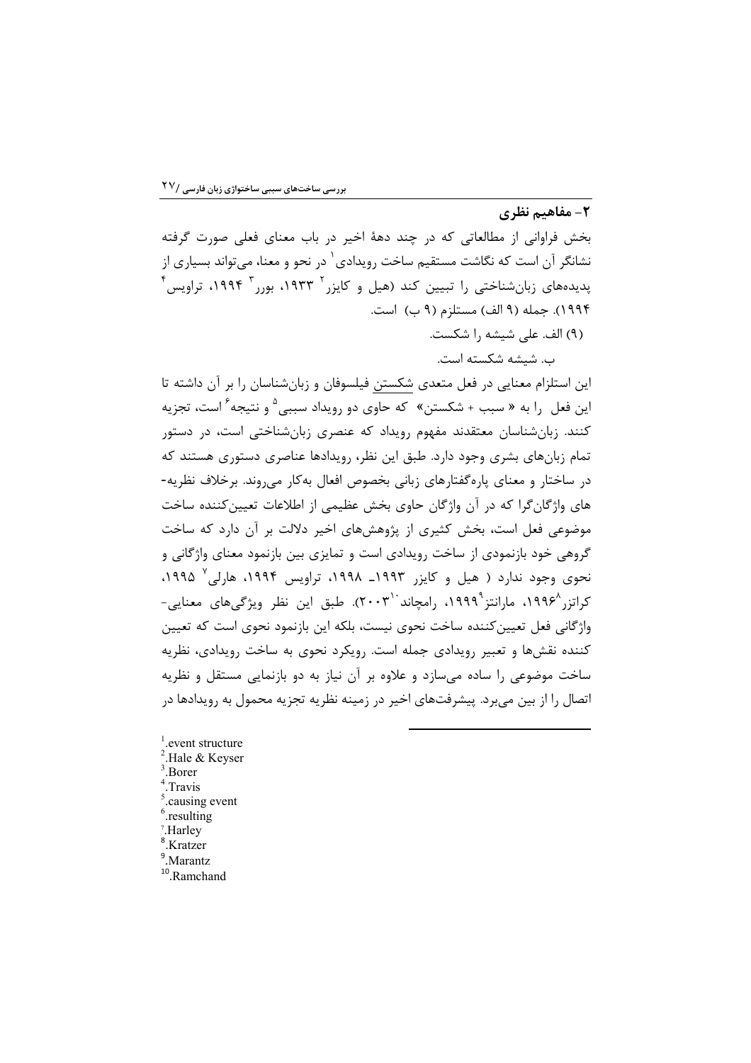## ۲- مفاهیم نظری

بخش فراوانی از مطالعاتی که در چند دهۀ اخیر در باب معنای فعلی صورت گرفته نشانگر آن است که نگاشت مستقیم ساخت رویدادی[1] در نحو و معنا، می‌تواند بسیاری از پدیده‌های زبان‌شناختی را تبیین کند (هیل و کایزر[2] ۱۹۳۳، بورر[3] ۱۹۹۴، تراویس[4] ۱۹۹۴). جمله (۹ الف) مستلزم (۹ ب) است.

(۹) الف. علی شیشه را شکست.

ب. شیشه شکسته است.

این استلزام معنایی در فعل متعدی شکستن فیلسوفان و زبان‌شناسان را بر آن داشته تا این فعل را به « سبب + شکستن» که حاوی دو رویداد سببی[5] و نتیجه[6] است، تجزیه کنند. زبان‌شناسان معتقدند مفهوم رویداد که عنصری زبان‌شناختی است، در دستور تمام زبان‌های بشری وجود دارد. طبق این نظر، رویدادها عناصری دستوری هستند که در ساختار و معنای پاره‌گفتارهای زبانی بخصوص افعال به‌کار می‌روند. برخلاف نظریه-های واژگان‌گرا که در آن واژگان حاوی بخش عظیمی از اطلاعات تعیین‌کننده ساخت موضوعی فعل است، بخش کثیری از پژوهش‌های اخیر دلالت بر آن دارد که ساخت گروهی خود بازنمودی از ساخت رویدادی است و تمایزی بین بازنمود معنای واژگانی و نحوی وجود ندارد ( هیل و کایزر ۱۹۹۳ـ ۱۹۹۸، تراویس ۱۹۹۴، هارلی[7] ۱۹۹۵، کراتزر[8]۱۹۹۶، مارانتز[9]۱۹۹۹، رامچاند[10]۲۰۰۳). طبق این نظر ویژگی‌های معنایی-واژگانی فعل تعیین‌کننده ساخت نحوی نیست، بلکه این بازنمود نحوی است که تعیین کننده نقش‌ها و تعبیر رویدادی جمله است. رویکرد نحوی به ساخت رویدادی، نظریه ساخت موضوعی را ساده می‌سازد و علاوه بر آن نیاز به دو بازنمایی مستقل و نظریه اتصال را از بین می‌برد. پیشرفت‌های اخیر در زمینه نظریه تجزیه محمول به رویدادها در

---

[1]. event structure
[2]. Hale & Keyser
[3]. Borer
[4]. Travis
[5]. causing event
[6]. resulting
[7]. Harley
[8]. Kratzer
[9]. Marantz
[10]. Ramchand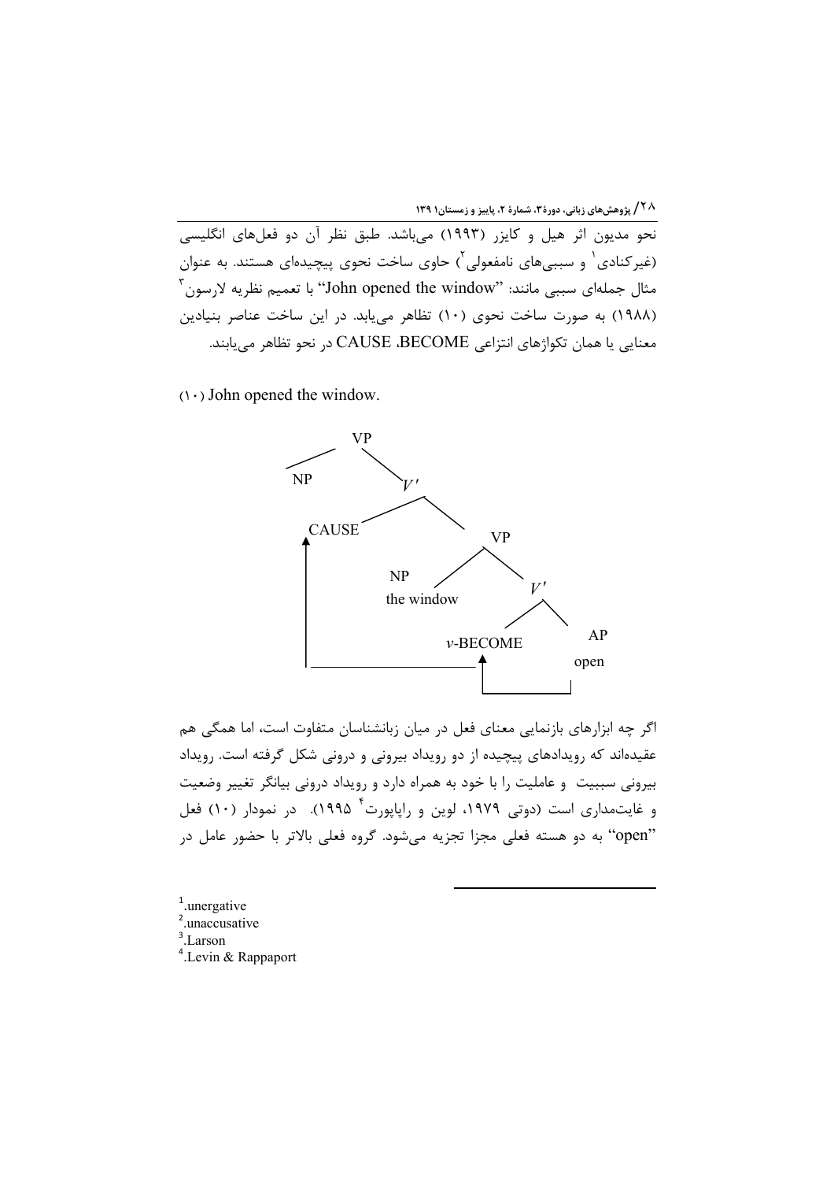نحو مدیون اثر هیل و کایزر (۱۹۹۳) می‌باشد. طبق نظر آن دو فعل‌های انگلیسی (غیرکنادی[1] و سببی‌های نامفعولی[2]) حاوی ساخت نحوی پیچیده‌ای هستند. به عنوان مثال جمله‌ای سببی مانند: "John opened the window" با تعمیم نظریه لارسون[3] (۱۹۸۸) به صورت ساخت نحوی (۱۰) تظاهر می‌یابد. در این ساخت عناصر بنیادین معنایی یا همان تکواژهای انتزاعی BECOME، CAUSE در نحو تظاهر می‌یابند.

(۱۰) John opened the window.

```
            VP
           /  \
         NP    V'
              /  \
         CAUSE    VP
           ↑     /  \
           |   NP    V'
           | the window  /  \
           |     v-BECOME   AP
           |________↑  ↑    open
                       |_____|
```

اگر چه ابزارهای بازنمایی معنای فعل در میان زبانشناسان متفاوت است، اما همگی هم عقیده‌اند که رویدادهای پیچیده از دو رویداد بیرونی و درونی شکل گرفته است. رویداد بیرونی سببیت و عاملیت را با خود به همراه دارد و رویداد درونی بیانگر تغییر وضعیت و غایت‌مداری است (دوتی ۱۹۷۹، لوین و راپاپورت[4] ۱۹۹۵). در نمودار (۱۰) فعل "open" به دو هسته فعلی مجزا تجزیه می‌شود. گروه فعلی بالاتر با حضور عامل در

---

[1]. unergative
[2]. unaccusative
[3]. Larson
[4]. Levin & Rappaport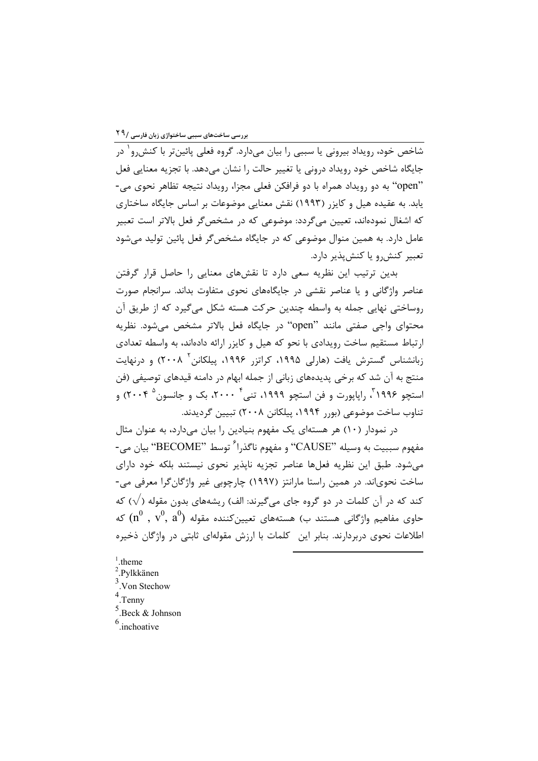شاخص خود، رویداد بیرونی یا سببی را بیان می‌دارد. گروه فعلی پائین‌تر با کنش‌رو[1] در جایگاه شاخص خود رویداد درونی یا تغییر حالت را نشان می‌دهد. با تجزیه معنایی فعل "open" به دو رویداد همراه با دو فرافکن فعلی مجزا، رویداد نتیجه تظاهر نحوی می‌یابد. به عقیده هیل و کایزر (۱۹۹۳) نقش معنایی موضوعات بر اساس جایگاه ساختاری که اشغال نموده‌اند، تعیین می‌گردد: موضوعی که در مشخص‌گر فعل بالاتر است تعبیر عامل دارد. به همین منوال موضوعی که در جایگاه مشخص‌گر فعل پائین تولید می‌شود تعبیر کنش‌رو یا کنش‌پذیر دارد.

بدین ترتیب این نظریه سعی دارد تا نقش‌های معنایی را حاصل قرار گرفتن عناصر واژگانی و یا عناصر نقشی در جایگاه‌های نحوی متفاوت بداند. سرانجام صورت روساختی نهایی جمله به واسطه چندین حرکت هسته شکل می‌گیرد که از طریق آن محتوای واجی صفتی مانند "open" در جایگاه فعل بالاتر مشخص می‌شود. نظریه ارتباط مستقیم ساخت رویدادی با نحو که هیل و کایزر ارائه داده‌اند، به واسطه تعدادی زبانشناس گسترش یافت (هارلی ۱۹۹۵، کراتزر ۱۹۹۶، پیلکانن[2] ۲۰۰۸) و درنهایت منتج به آن شد که برخی پدیده‌های زبانی از جمله ابهام در دامنه قیدهای توصیفی (فن استچو ۱۹۹۶[3]، راپاپورت و فن استچو ۱۹۹۹، تنی[4] ۲۰۰۰، بک و جانسون[5] ۲۰۰۴) و تناوب ساخت موضوعی (بورر ۱۹۹۴، پیلکانن ۲۰۰۸) تبیین گردیدند.

در نمودار (۱۰) هر هسته‌ای یک مفهوم بنیادین را بیان می‌دارد، به عنوان مثال مفهوم سببیت به وسیله "CAUSE" و مفهوم ناگذرا[6] توسط "BECOME" بیان می‌شود. طبق این نظریه فعل‌ها عناصر تجزیه ناپذیر نحوی نیستند بلکه خود دارای ساخت نحوی‌اند. در همین راستا مارانتز (۱۹۹۷) چارچوبی غیر واژگان‌گرا معرفی می‌کند که در آن کلمات در دو گروه جای می‌گیرند: الف) ریشه‌های بدون مقوله ($\sqrt{}$) که حاوی مفاهیم واژگانی هستند ب) هسته‌های تعیین‌کننده مقوله ($n^0$ , $v^0$, $a^0$) که اطلاعات نحوی دربردارند. بنابر این کلمات با ارزش مقوله‌ای ثابتی در واژگان ذخیره

---

[1]. theme
[2]. Pylkkänen
[3]. Von Stechow
[4]. Tenny
[5]. Beck & Johnson
[6]. inchoative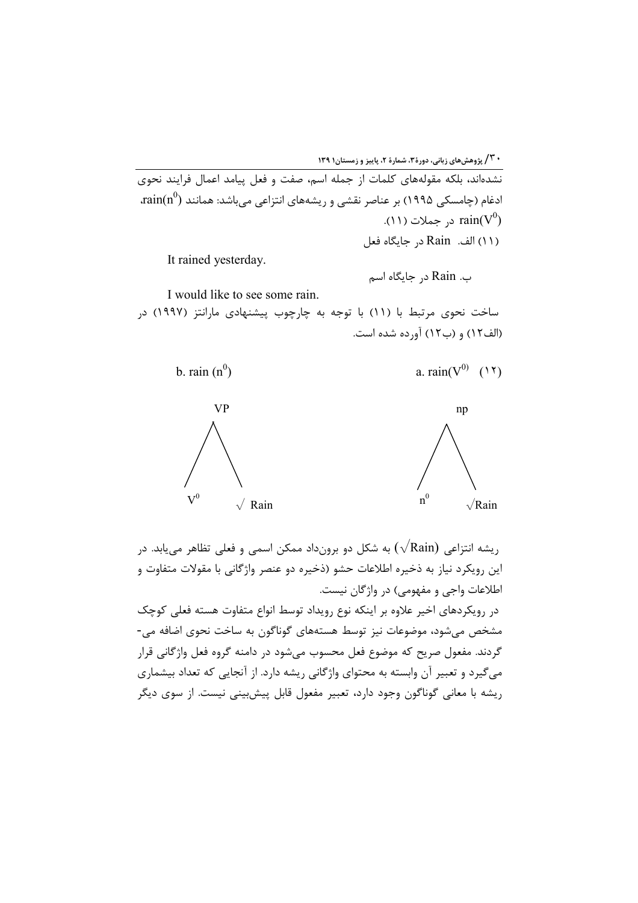نشده‌اند، بلکه مقوله‌های کلمات از جمله اسم، صفت و فعل پیامد اعمال فرایند نحوی ادغام (چامسکی ۱۹۹۵) بر عناصر نقشی و ریشه‌های انتزاعی می‌باشد: همانند $rain(n^0)$، $rain(V^0)$ در جملات (۱۱).

(۱۱) الف. Rain در جایگاه فعل

It rained yesterday.

ب. Rain در جایگاه اسم

I would like to see some rain.

ساخت نحوی مرتبط با (۱۱) با توجه به چارچوب پیشنهادی مارانتز (۱۹۹۷) در (الف۱۲) و (ب۱۲) آورده شده است.

(۱۲) a. $rain(V^0)$ b. $rain(n^0)$

```
a.      np                 b.      VP
       /  \                       /  \
     n⁰    √Rain                V⁰    √Rain
```

ریشه انتزاعی ($\sqrt{Rain}$) به شکل دو برون‌داد ممکن اسمی و فعلی تظاهر می‌یابد. در این رویکرد نیاز به ذخیره اطلاعات حشو (ذخیره دو عنصر واژگانی با مقولات متفاوت و اطلاعات واجی و مفهومی) در واژگان نیست.

در رویکردهای اخیر علاوه بر اینکه نوع رویداد توسط انواع متفاوت هسته فعلی کوچک مشخص می‌شود، موضوعات نیز توسط هسته‌های گوناگون به ساخت نحوی اضافه می‌گردند. مفعول صریح که موضوع فعل محسوب می‌شود در دامنه گروه فعل واژگانی قرار می‌گیرد و تعبیر آن وابسته به محتوای واژگانی ریشه دارد. از آنجایی که تعداد بیشماری ریشه با معانی گوناگون وجود دارد، تعبیر مفعول قابل پیش‌بینی نیست. از سوی دیگر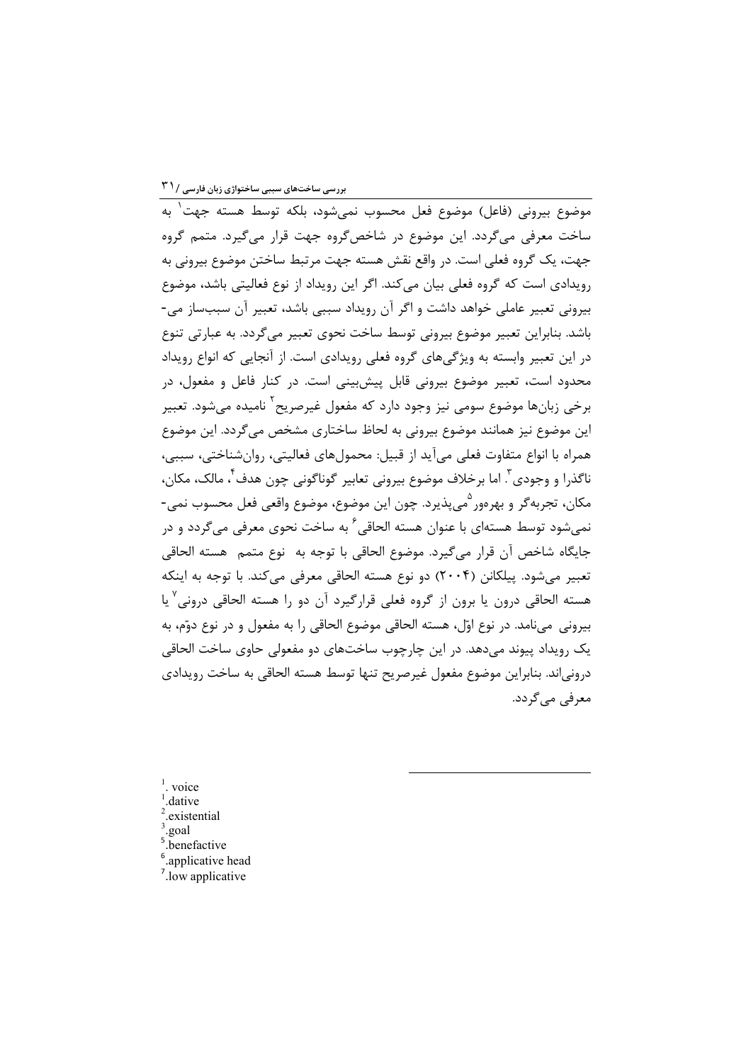موضوع بیرونی (فاعل) موضوع فعل محسوب نمی‌شود، بلکه توسط هسته جهت[1] به ساخت معرفی می‌گردد. این موضوع در شاخص‌گروه جهت قرار می‌گیرد. متمم گروه جهت، یک گروه فعلی است. در واقع نقش هسته جهت مرتبط ساختن موضوع بیرونی به رویدادی است که گروه فعلی بیان می‌کند. اگر این رویداد از نوع فعالیتی باشد، موضوع بیرونی تعبیر عاملی خواهد داشت و اگر آن رویداد سببی باشد، تعبیر آن سبب‌ساز می‌باشد. بنابراین تعبیر موضوع بیرونی توسط ساخت نحوی تعبیر می‌گردد. به عبارتی تنوع در این تعبیر وابسته به ویژگی‌های گروه فعلی رویدادی است. از آنجایی که انواع رویداد محدود است، تعبیر موضوع بیرونی قابل پیش‌بینی است. در کنار فاعل و مفعول، در برخی زبان‌ها موضوع سومی نیز وجود دارد که مفعول غیرصریح[1] نامیده می‌شود. تعبیر این موضوع نیز همانند موضوع بیرونی به لحاظ ساختاری مشخص می‌گردد. این موضوع همراه با انواع متفاوت فعلی می‌آید از قبیل: محمول‌های فعالیتی، روان‌شناختی، سببی، ناگذرا و وجودی[2]. اما برخلاف موضوع بیرونی تعابیر گوناگونی چون هدف[3]، مالک، مکان، مکان، تجربه‌گر و بهره‌ور[5] می‌پذیرد. چون این موضوع، موضوع واقعی فعل محسوب نمی‌شود توسط هسته‌ای با عنوان هسته الحاقی[6] به ساخت نحوی معرفی می‌گردد و در جایگاه شاخص آن قرار می‌گیرد. موضوع الحاقی با توجه به نوع متمم هسته الحاقی تعبیر می‌شود. پیلکانن (۲۰۰۴) دو نوع هسته الحاقی معرفی می‌کند. با توجه به اینکه هسته الحاقی درون یا برون از گروه فعلی قرارگیرد آن دو را هسته الحاقی درونی[7] یا بیرونی می‌نامد. در نوع اوّل، هسته الحاقی موضوع الحاقی را به مفعول و در نوع دوّم، به یک رویداد پیوند می‌دهد. در این چارچوب ساخت‌های دو مفعولی حاوی ساخت الحاقی درونی‌اند. بنابراین موضوع مفعول غیرصریح تنها توسط هسته الحاقی به ساخت رویدادی معرفی می‌گردد.

---

[1]. voice
[1].dative
[2].existential
[3].goal
[5].benefactive
[6].applicative head
[7].low applicative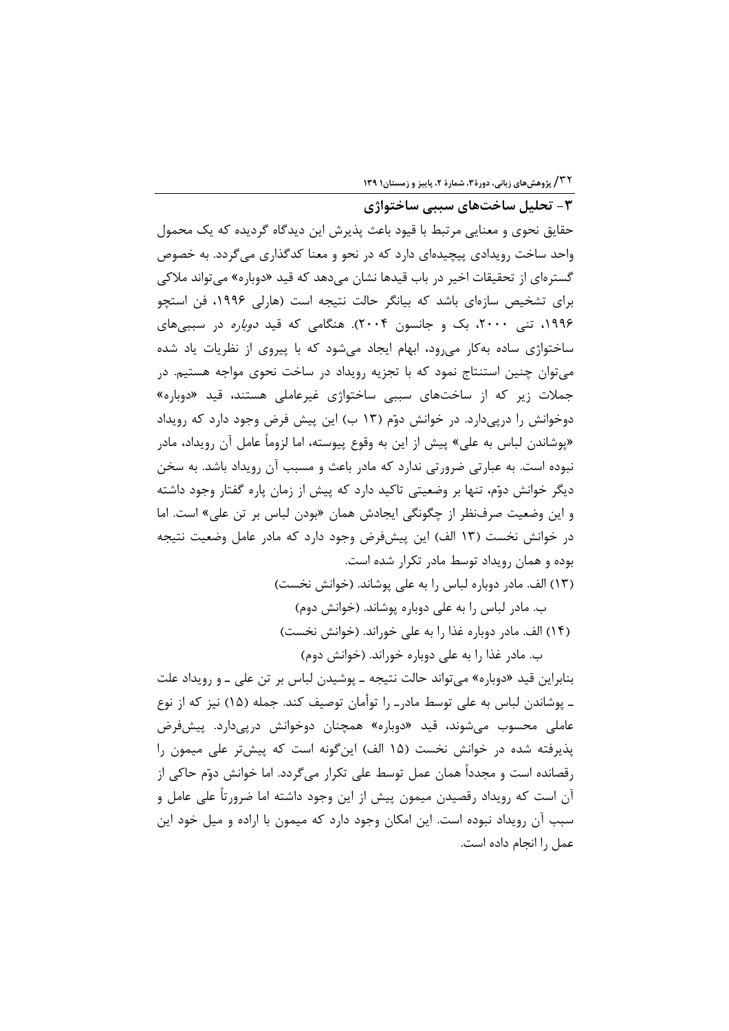## ۳- تحلیل ساخت‌های سببی ساختواژی

حقایق نحوی و معنایی مرتبط با قیود باعث پذیرش این دیدگاه گردیده که یک محمول واحد ساخت رویدادی پیچیده‌ای دارد که در نحو و معنا کدگذاری می‌گردد. به خصوص گستره‌ای از تحقیقات اخیر در باب قیدها نشان می‌دهد که قید «دوباره» می‌تواند ملاکی برای تشخیص سازه‌ای باشد که بیانگر حالت نتیجه است (هارلی ۱۹۹۶، فن استچو ۱۹۹۶، تنی ۲۰۰۰، بک و جانسون ۲۰۰۴). هنگامی که قید *دوباره* در سببی‌های ساختواژی ساده به‌کار می‌رود، ابهام ایجاد می‌شود که با پیروی از نظریات یاد شده می‌توان چنین استنتاج نمود که با تجزیه رویداد در ساخت نحوی مواجه هستیم. در جملات زیر که از ساخت‌های سببی ساختواژی غیرعاملی هستند، قید «دوباره» دوخوانش را درپی‌دارد. در خوانش دوّم (۱۳ ب) این پیش فرض وجود دارد که رویداد «پوشاندن لباس به علی» پیش از این به وقوع پیوسته، اما لزوماً عامل آن رویداد، مادر نبوده است. به عبارتی ضرورتی ندارد که مادر باعث و مسبب آن رویداد باشد. به سخن دیگر خوانش دوّم، تنها بر وضعیتی تاکید دارد که پیش از زمان پاره گفتار وجود داشته و این وضعیت صرف‌نظر از چگونگی ایجادش همان «بودن لباس بر تن علی» است. اما در خوانش نخست (۱۳ الف) این پیش‌فرض وجود دارد که مادر عامل وضعیت نتیجه بوده و همان رویداد توسط مادر تکرار شده است.

(۱۳) الف. مادر دوباره لباس را به علی پوشاند. (خوانش نخست)

ب. مادر لباس را به علی دوباره پوشاند. (خوانش دوم)

(۱۴) الف. مادر دوباره غذا را به علی خوراند. (خوانش نخست)

ب. مادر غذا را به علی دوباره خوراند. (خوانش دوم)

بنابراین قید «دوباره» می‌تواند حالت نتیجه ـ پوشیدن لباس بر تن علی ـ و رویداد علت ـ پوشاندن لباس به علی توسط مادرـ را توأمان توصیف کند. جمله (۱۵) نیز که از نوع عاملی محسوب می‌شوند، قید «دوباره» همچنان دوخوانش درپی‌دارد. پیش‌فرض پذیرفته شده در خوانش نخست (۱۵ الف) این‌گونه است که پیش‌تر علی میمون را رقصانده است و مجدداً همان عمل توسط علی تکرار می‌گردد. اما خوانش دوّم حاکی از آن است که رویداد رقصیدن میمون پیش از این وجود داشته اما ضرورتاً علی عامل و سبب آن رویداد نبوده است. این امکان وجود دارد که میمون با اراده و میل خود این عمل را انجام داده است.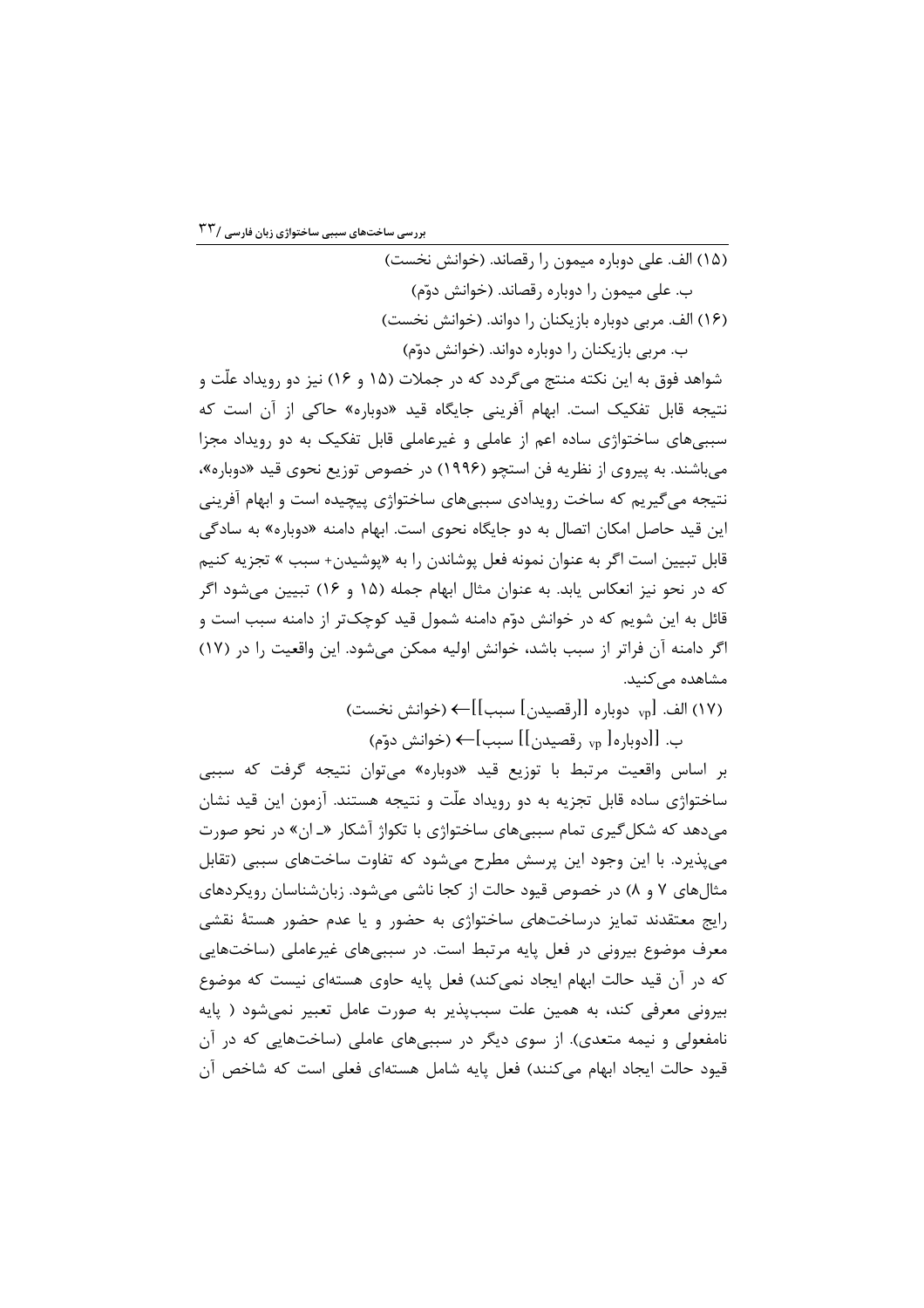(۱۵) الف. علی دوباره میمون را رقصاند. (خوانش نخست)

ب. علی میمون را دوباره رقصاند. (خوانش دوّم)

(۱۶) الف. مربی دوباره بازیکنان را دواند. (خوانش نخست)

ب. مربی بازیکنان را دوباره دواند. (خوانش دوّم)

شواهد فوق به این نکته منتج می‌گردد که در جملات (۱۵ و ۱۶) نیز دو رویداد علّت و نتیجه قابل تفکیک است. ابهام آفرینی جایگاه قید «دوباره» حاکی از آن است که سببی‌های ساختواژی ساده اعم از عاملی و غیرعاملی قابل تفکیک به دو رویداد مجزا می‌باشند. به پیروی از نظریه فن استچو (۱۹۹۶) در خصوص توزیع نحوی قید «دوباره»، نتیجه می‌گیریم که ساخت رویدادی سببی‌های ساختواژی پیچیده است و ابهام آفرینی این قید حاصل امکان اتصال به دو جایگاه نحوی است. ابهام دامنه «دوباره» به سادگی قابل تبیین است اگر به عنوان نمونه فعل پوشاندن را به «پوشیدن+ سبب » تجزیه کنیم که در نحو نیز انعکاس یابد. به عنوان مثال ابهام جمله (۱۵ و ۱۶) تبیین می‌شود اگر قائل به این شویم که در خوانش دوّم دامنه شمول قید کوچک‌تر از دامنه سبب است و اگر دامنه آن فراتر از سبب باشد، خوانش اولیه ممکن می‌شود. این واقعیت را در (۱۷) مشاهده می‌کنید.

(۱۷) الف. [$_{vp}$ دوباره [[رقصیدن] سبب]]← (خوانش نخست)

ب. [[دوباره[ $_{vp}$ رقصیدن]] سبب]← (خوانش دوّم)

بر اساس واقعیت مرتبط با توزیع قید «دوباره» می‌توان نتیجه گرفت که سببی ساختواژی ساده قابل تجزیه به دو رویداد علّت و نتیجه هستند. آزمون این قید نشان می‌دهد که شکل‌گیری تمام سببی‌های ساختواژی با تکواژ آشکار «ـ ان» در نحو صورت می‌پذیرد. با این وجود این پرسش مطرح می‌شود که تفاوت ساخت‌های سببی (تقابل مثال‌های ۷ و ۸) در خصوص قیود حالت از کجا ناشی می‌شود. زبان‌شناسان رویکردهای رایج معتقدند تمایز درساخت‌های ساختواژی به حضور و یا عدم حضور هستهٔ نقشی معرف موضوع بیرونی در فعل پایه مرتبط است. در سببی‌های غیرعاملی (ساخت‌هایی که در آن قید حالت ابهام ایجاد نمی‌کند) فعل پایه حاوی هسته‌ای نیست که موضوع بیرونی معرفی کند، به همین علت سبب‌پذیر به صورت عامل تعبیر نمی‌شود ( پایه نامفعولی و نیمه متعدی). از سوی دیگر در سببی‌های عاملی (ساخت‌هایی که در آن قیود حالت ایجاد ابهام می‌کنند) فعل پایه شامل هسته‌ای فعلی است که شاخص آن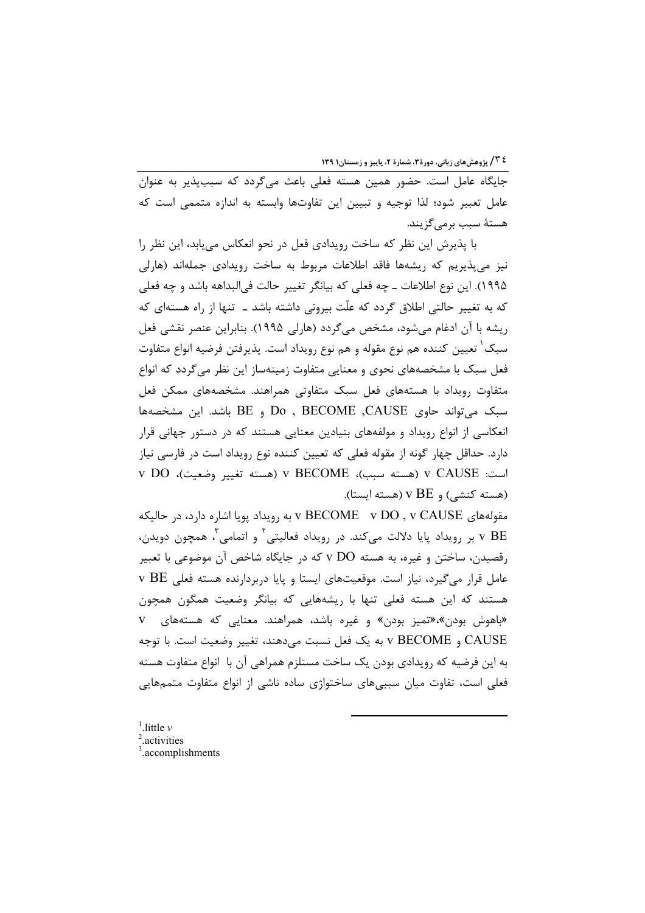جایگاه عامل است. حضور همین هسته فعلی باعث می‌گردد که سبب‌پذیر به عنوان عامل تعبیر شود؛ لذا توجیه و تبیین این تفاوت‌ها وابسته به اندازه متممی است که هستهٔ سبب برمی‌گزیند.

با پذیرش این نظر که ساخت رویدادی فعل در نحو انعکاس می‌یابد، این نظر را نیز می‌پذیریم که ریشه‌ها فاقد اطلاعات مربوط به ساخت رویدادی جمله‌اند (هارلی ۱۹۹۵). این نوع اطلاعات ـ چه فعلی که بیانگر تغییر حالت فی‌البداهه باشد و چه فعلی که به تغییر حالتی اطلاق گردد که علّت بیرونی داشته باشد ـ تنها از راه هسته‌ای که ریشه با آن ادغام می‌شود، مشخص می‌گردد (هارلی ۱۹۹۵). بنابراین عنصر نقشی فعل سبک[1] تعیین کننده هم نوع مقوله و هم نوع رویداد است. پذیرفتن فرضیه انواع متفاوت فعل سبک با مشخصه‌های نحوی و معنایی متفاوت زمینه‌ساز این نظر می‌گردد که انواع متفاوت رویداد با هسته‌های فعل سبک متفاوتی همراهند. مشخصه‌های ممکن فعل سبک می‌تواند حاوی CAUSE, BECOME, Do و BE باشد. این مشخصه‌ها انعکاسی از انواع رویداد و مولفه‌های بنیادین معنایی هستند که در دستور جهانی قرار دارد. حداقل چهار گونه از مقوله فعلی که تعیین کننده نوع رویداد است در فارسی نیاز است: v CAUSE (هسته سبب)، v BECOME (هسته تغییر وضعیت)، v DO (هسته کنشی) و v BE (هسته ایستا).

مقوله‌های v CAUSE , v DO v BECOME به رویداد پویا اشاره دارد، در حالیکه v BE بر رویداد پایا دلالت می‌کند. در رویداد فعالیتی[2] و اتمامی[3]، همچون دویدن، رقصیدن، ساختن و غیره، به هسته v DO که در جایگاه شاخص آن موضوعی با تعبیر عامل قرار می‌گیرد، نیاز است. موقعیت‌های ایستا و پایا دربردارنده هسته فعلی v BE هستند که این هسته فعلی تنها با ریشه‌هایی که بیانگر وضعیت همگون همچون «باهوش بودن»،«تمیز بودن» و غیره باشد، همراهند. معنایی که هسته‌های v CAUSE و v BECOME به یک فعل نسبت می‌دهند، تغییر وضعیت است. با توجه به این فرضیه که رویدادی بودن یک ساخت مستلزم همراهی آن با انواع متفاوت هسته فعلی است، تفاوت میان سببی‌های ساختواژی ساده ناشی از انواع متفاوت متمم‌هایی

---

[1]. little *v*

[2]. activities

[3]. accomplishments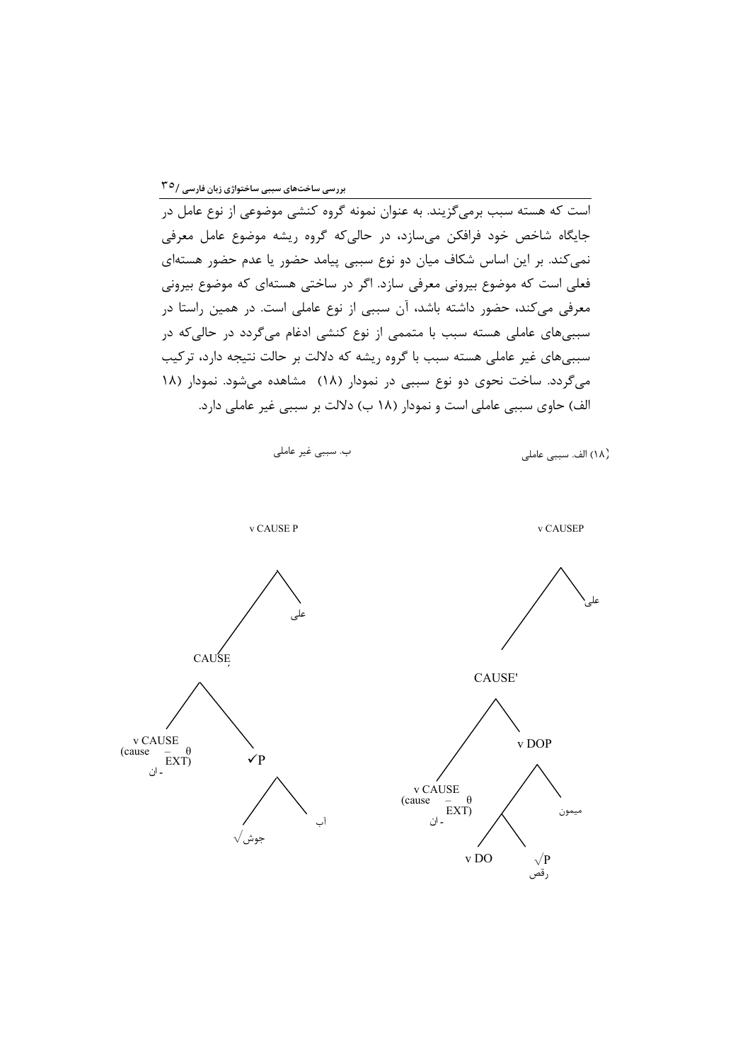است که هسته سبب برمی‌گزینند. به عنوان نمونه گروه کنشی موضوعی از نوع عامل در جایگاه شاخص خود فرافکن می‌سازد، در حالی‌که گروه ریشه موضوع عامل معرفی نمی‌کند. بر این اساس شکاف میان دو نوع سببی پیامد حضور یا عدم حضور هسته‌ای فعلی است که موضوع بیرونی معرفی سازد. اگر در ساختی هسته‌ای که موضوع بیرونی معرفی می‌کند، حضور داشته باشد، آن سببی از نوع عاملی است. در همین راستا در سببی‌های عاملی هسته سبب با متممی از نوع کنشی ادغام می‌گردد در حالی‌که در سببی‌های غیر عاملی هسته سبب با گروه ریشه که دلالت بر حالت نتیجه دارد، ترکیب می‌گردد. ساخت نحوی دو نوع سببی در نمودار (۱۸) مشاهده می‌شود. نمودار (۱۸ الف) حاوی سببی عاملی است و نمودار (۱۸ ب) دلالت بر سببی غیر عاملی دارد.

(۱۸) الف. سببی عاملی

```
v CAUSEP
├── CAUSE'
│   ├── v CAUSE (cause – θ EXT)
│   │        -ان
│   └── v DOP
│       ├── v DO
│       ├── √P
│       │   رقص
│       └── میمون
└── علی
```

ب. سببی غیر عاملی

```
v CAUSE P
├── CAUSE'
│   ├── v CAUSE (cause – θ EXT)
│   │        -ان
│   └── √P
│       ├── √جوش
│       └── آب
└── علی
```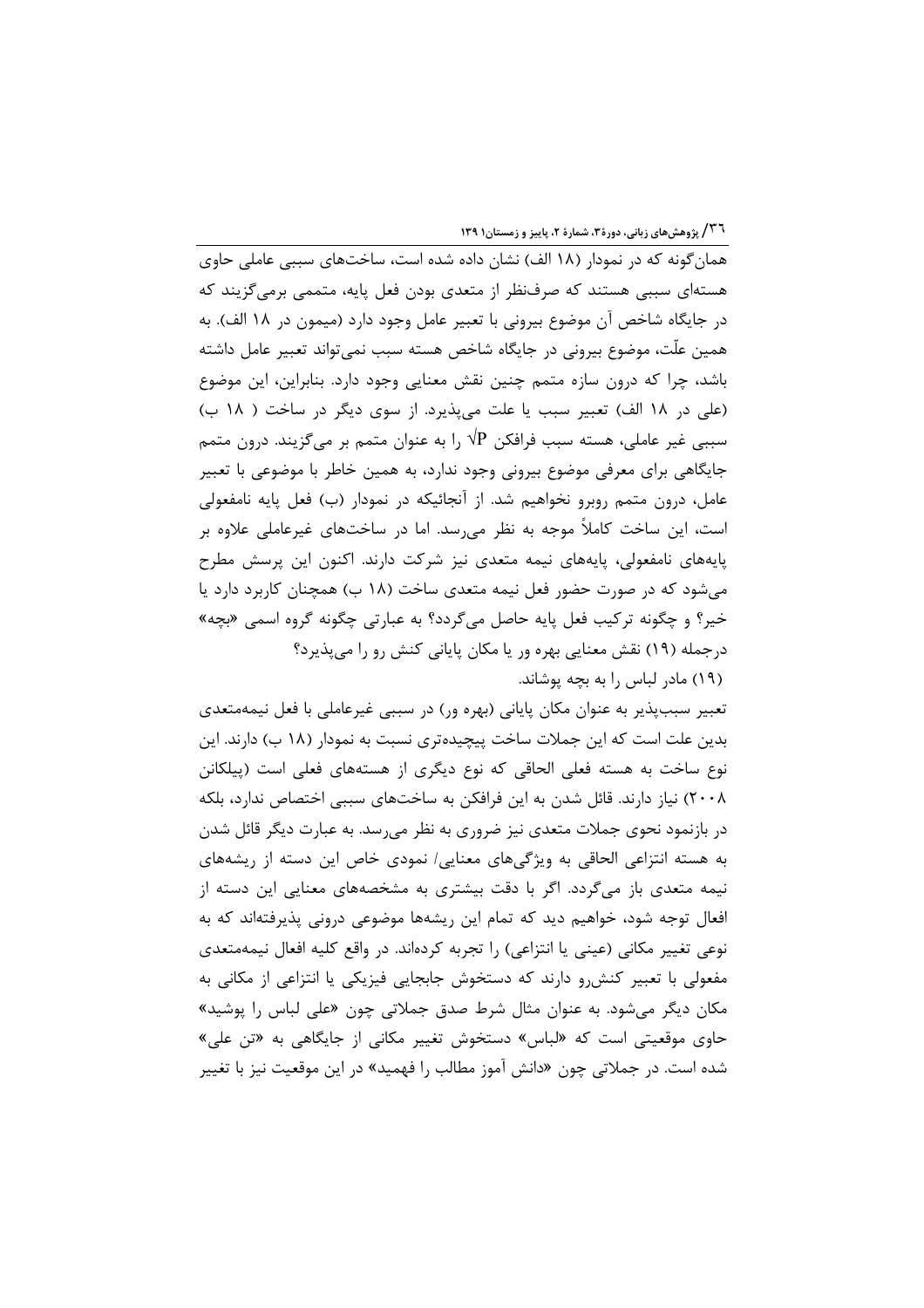همان‌گونه که در نمودار (۱۸ الف) نشان داده شده است، ساخت‌های سببی عاملی حاوی هسته‌ای سببی هستند که صرف‌نظر از متعدی بودن فعل پایه، متممی برمی‌گزینند که در جایگاه شاخص آن موضوع بیرونی با تعبیر عامل وجود دارد (میمون در ۱۸ الف). به همین علّت، موضوع بیرونی در جایگاه شاخص هسته سبب نمی‌تواند تعبیر عامل داشته باشد، چرا که درون سازه متمم چنین نقش معنایی وجود دارد. بنابراین، این موضوع (علی در ۱۸ الف) تعبیر سبب یا علت می‌پذیرد. از سوی دیگر در ساخت ( ۱۸ ب) سببی غیر عاملی، هسته سبب فرافکن $\sqrt{P}$ را به عنوان متمم بر می‌گزینند. درون متمم جایگاهی برای معرفی موضوع بیرونی وجود ندارد، به همین خاطر با موضوعی با تعبیر عامل، درون متمم روبرو نخواهیم شد. از آنجائیکه در نمودار (ب) فعل پایه نامفعولی است، این ساخت کاملاً موجه به نظر می‌رسد. اما در ساخت‌های غیرعاملی علاوه بر پایه‌های نامفعولی، پایه‌های نیمه متعدی نیز شرکت دارند. اکنون این پرسش مطرح می‌شود که در صورت حضور فعل نیمه متعدی ساخت (۱۸ ب) همچنان کاربرد دارد یا خیر؟ و چگونه ترکیب فعل پایه حاصل می‌گردد؟ به عبارتی چگونه گروه اسمی «بچه» درجمله (۱۹) نقش معنایی بهره ور یا مکان پایانی کنش رو را می‌پذیرد؟

(۱۹) مادر لباس را به بچه پوشاند.

تعبیر سبب‌پذیر به عنوان مکان پایانی (بهره ور) در سببی غیرعاملی با فعل نیمه‌متعدی بدین علت است که این جملات ساخت پیچیده‌تری نسبت به نمودار (۱۸ ب) دارند. این نوع ساخت به هسته فعلی الحاقی که نوع دیگری از هسته‌های فعلی است (پیلکانن ۲۰۰۸) نیاز دارند. قائل شدن به این فرافکن به ساخت‌های سببی اختصاص ندارد، بلکه در بازنمود نحوی جملات متعدی نیز ضروری به نظر می‌رسد. به عبارت دیگر قائل شدن به هسته انتزاعی الحاقی به ویژگی‌های معنایی/ نمودی خاص این دسته از ریشه‌های نیمه متعدی باز می‌گردد. اگر با دقت بیشتری به مشخصه‌های معنایی این دسته از افعال توجه شود، خواهیم دید که تمام این ریشه‌ها موضوعی درونی پذیرفته‌اند که به نوعی تغییر مکانی (عینی یا انتزاعی) را تجربه کرده‌اند. در واقع کلیه افعال نیمه‌متعدی مفعولی با تعبیر کنش‌رو دارند که دستخوش جابجایی فیزیکی یا انتزاعی از مکانی به مکان دیگر می‌شود. به عنوان مثال شرط صدق جملاتی چون «علی لباس را پوشید» حاوی موقعیتی است که «لباس» دستخوش تغییر مکانی از جایگاهی به «تن علی» شده است. در جملاتی چون «دانش آموز مطالب را فهمید» در این موقعیت نیز با تغییر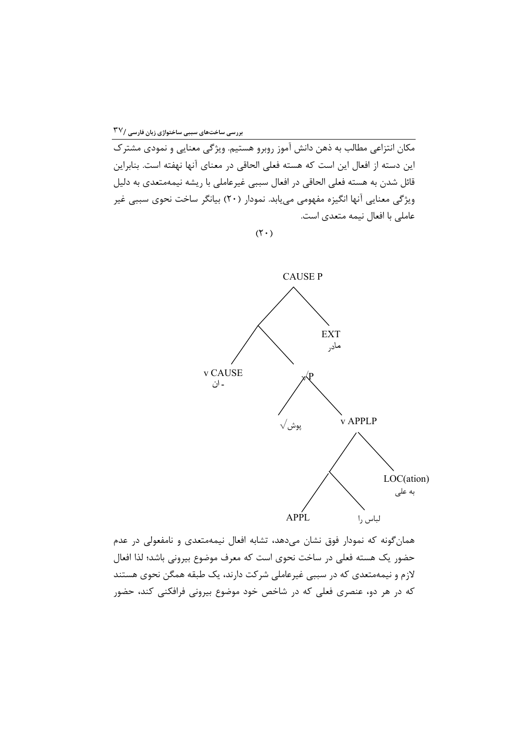مکان انتزاعی مطالب به ذهن دانش آموز روبرو هستیم. ویژگی معنایی و نمودی مشترک این دسته از افعال این است که هسته فعلی الحاقی در معنای آنها نهفته است. بنابراین قائل شدن به هسته فعلی الحاقی در افعال سببی غیرعاملی با ریشه نیمه‌متعدی به دلیل ویژگی معنایی آنها انگیزه مفهومی می‌یابد. نمودار (۲۰) بیانگر ساخت نحوی سببی غیر عاملی با افعال نیمه متعدی است.

(۲۰)

```
CAUSE P
├── [ ]
│   ├── v CAUSE (ـ ان)
│   └── v√P
│       ├── √پوش
│       └── v APPLP
│           ├── [ ]
│           │   ├── APPL
│           │   └── لباس را
│           └── LOC(ation) (به علی)
└── EXT (مادر)
```

همان‌گونه که نمودار فوق نشان می‌دهد، تشابه افعال نیمه‌متعدی و نامفعولی در عدم حضور یک هسته فعلی در ساخت نحوی است که معرف موضوع بیرونی باشد؛ لذا افعال لازم و نیمه‌متعدی که در سببی غیرعاملی شرکت دارند، یک طبقه همگن نحوی هستند که در هر دو، عنصری فعلی که در شاخص خود موضوع بیرونی فرافکنی کند، حضور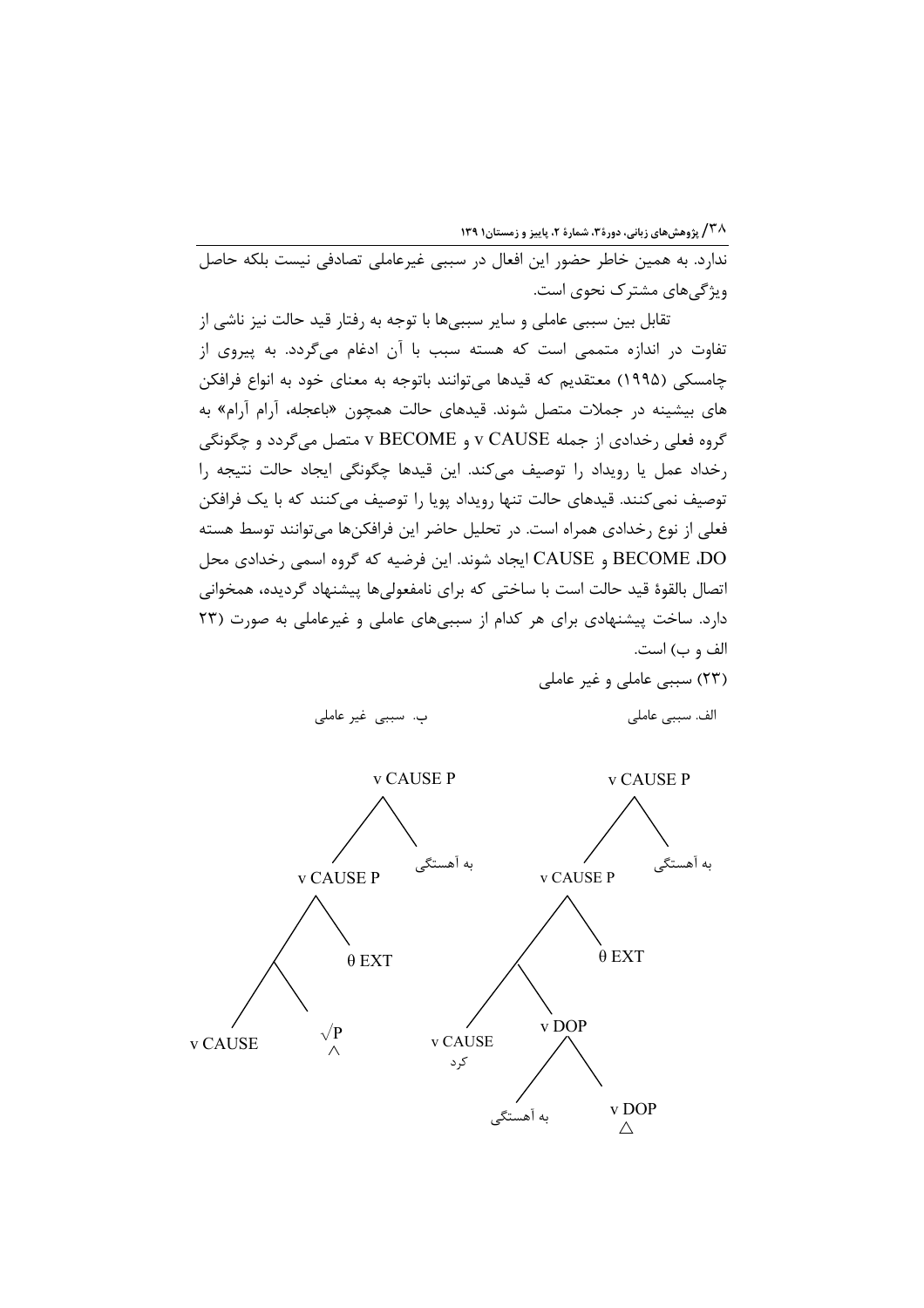ندارد. به همین خاطر حضور این افعال در سببی غیرعاملی تصادفی نیست بلکه حاصل ویژگی‌های مشترک نحوی است.

تقابل بین سببی عاملی و سایر سببی‌ها با توجه به رفتار قید حالت نیز ناشی از تفاوت در اندازه متممی است که هسته سبب با آن ادغام می‌گردد. به پیروی از چامسکی (۱۹۹۵) معتقدیم که قیدها می‌توانند باتوجه به معنای خود به انواع فرافکن های بیشینه در جملات متصل شوند. قیدهای حالت همچون «باعجله، آرام آرام» به گروه فعلی رخدادی از جمله v CAUSE و v BECOME متصل می‌گردد و چگونگی رخداد عمل یا رویداد را توصیف می‌کند. این قیدها چگونگی ایجاد حالت نتیجه را توصیف نمی‌کنند. قیدهای حالت تنها رویداد پویا را توصیف می‌کنند که با یک فرافکن فعلی از نوع رخدادی همراه است. در تحلیل حاضر این فرافکن‌ها می‌توانند توسط هسته DO، BECOME و CAUSE ایجاد شوند. این فرضیه که گروه اسمی رخدادی محل اتصال بالقوهٔ قید حالت است با ساختی که برای نامفعولی‌ها پیشنهاد گردیده، همخوانی دارد. ساخت پیشنهادی برای هر کدام از سببی‌های عاملی و غیرعاملی به صورت (۲۳ الف و ب) است.

(۲۳) سببی عاملی و غیر عاملی

الف. سببی عاملی

```
[v CAUSE P [v CAUSE P [v CAUSE کرد] [v DOP به آهستگی [v DOP]]] [θ EXT]] [به آهستگی]
```

ب. سببی غیر عاملی

```
[v CAUSE P [v CAUSE P [v CAUSE] [√P]] [θ EXT]] [به آهستگی]
```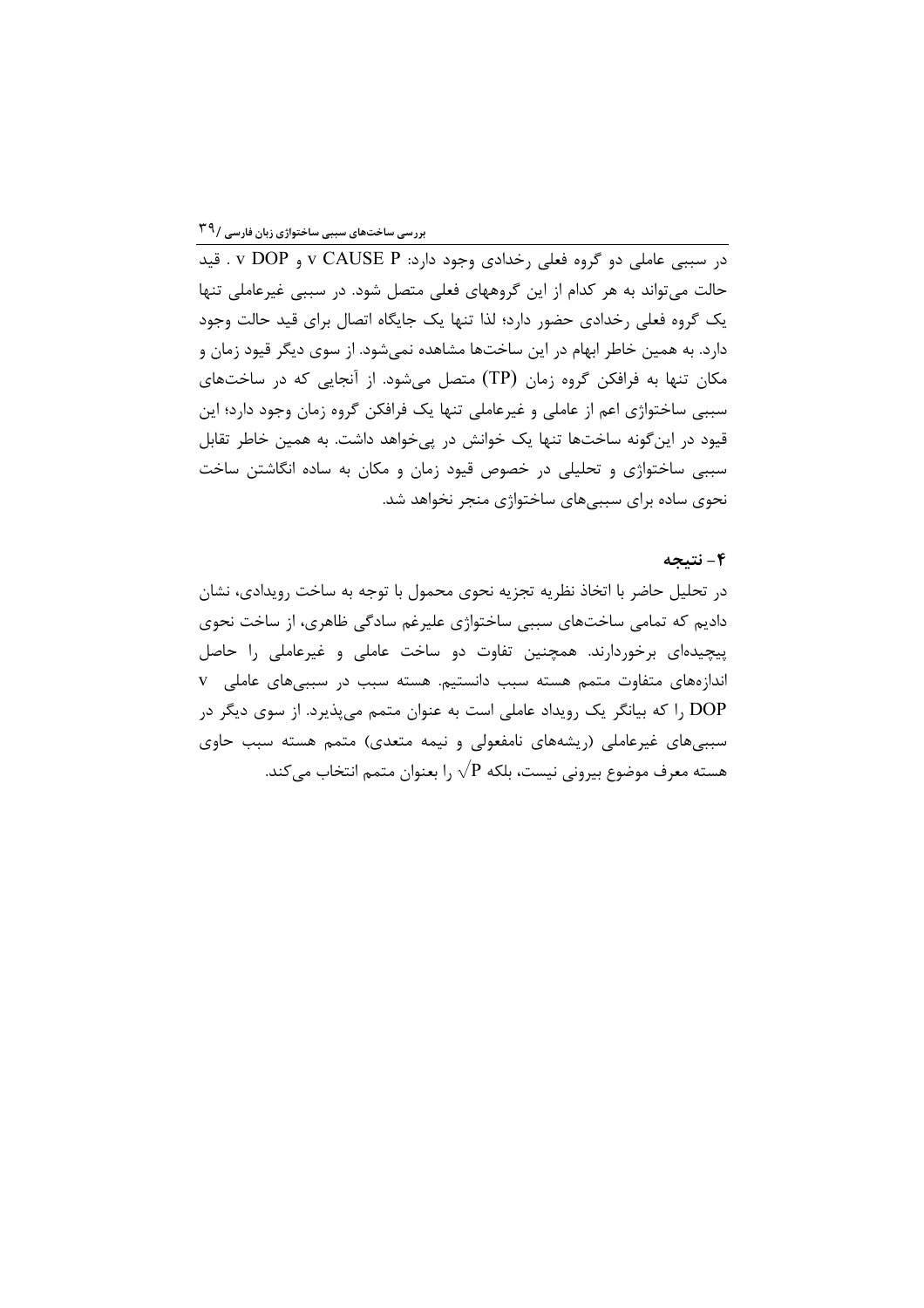در سببی عاملی دو گروه فعلی رخدادی وجود دارد: v CAUSE P و v DOP . قید حالت می‌تواند به هر کدام از این گروههای فعلی متصل شود. در سببی غیرعاملی تنها یک گروه فعلی رخدادی حضور دارد؛ لذا تنها یک جایگاه اتصال برای قید حالت وجود دارد. به همین خاطر ابهام در این ساخت‌ها مشاهده نمی‌شود. از سوی دیگر قیود زمان و مکان تنها به فرافکن گروه زمان (TP) متصل می‌شود. از آنجایی که در ساخت‌های سببی ساختواژی اعم از عاملی و غیرعاملی تنها یک فرافکن گروه زمان وجود دارد؛ این قیود در این‌گونه ساخت‌ها تنها یک خوانش در پی‌خواهد داشت. به همین خاطر تقابل سببی ساختواژی و تحلیلی در خصوص قیود زمان و مکان به ساده انگاشتن ساخت نحوی ساده برای سببی‌های ساختواژی منجر نخواهد شد.

## ۴- نتیجه

در تحلیل حاضر با اتخاذ نظریه تجزیه نحوی محمول با توجه به ساخت رویدادی، نشان دادیم که تمامی ساخت‌های سببی ساختواژی علیرغم سادگی ظاهری، از ساخت نحوی پیچیده‌ای برخوردارند. همچنین تفاوت دو ساخت عاملی و غیرعاملی را حاصل اندازه‌های متفاوت متمم هسته سبب دانستیم. هسته سبب در سببی‌های عاملی v DOP را که بیانگر یک رویداد عاملی است به عنوان متمم می‌پذیرد. از سوی دیگر در سببی‌های غیرعاملی (ریشه‌های نامفعولی و نیمه متعدی) متمم هسته سبب حاوی هسته معرف موضوع بیرونی نیست، بلکه $\sqrt{P}$ را بعنوان متمم انتخاب می‌کند.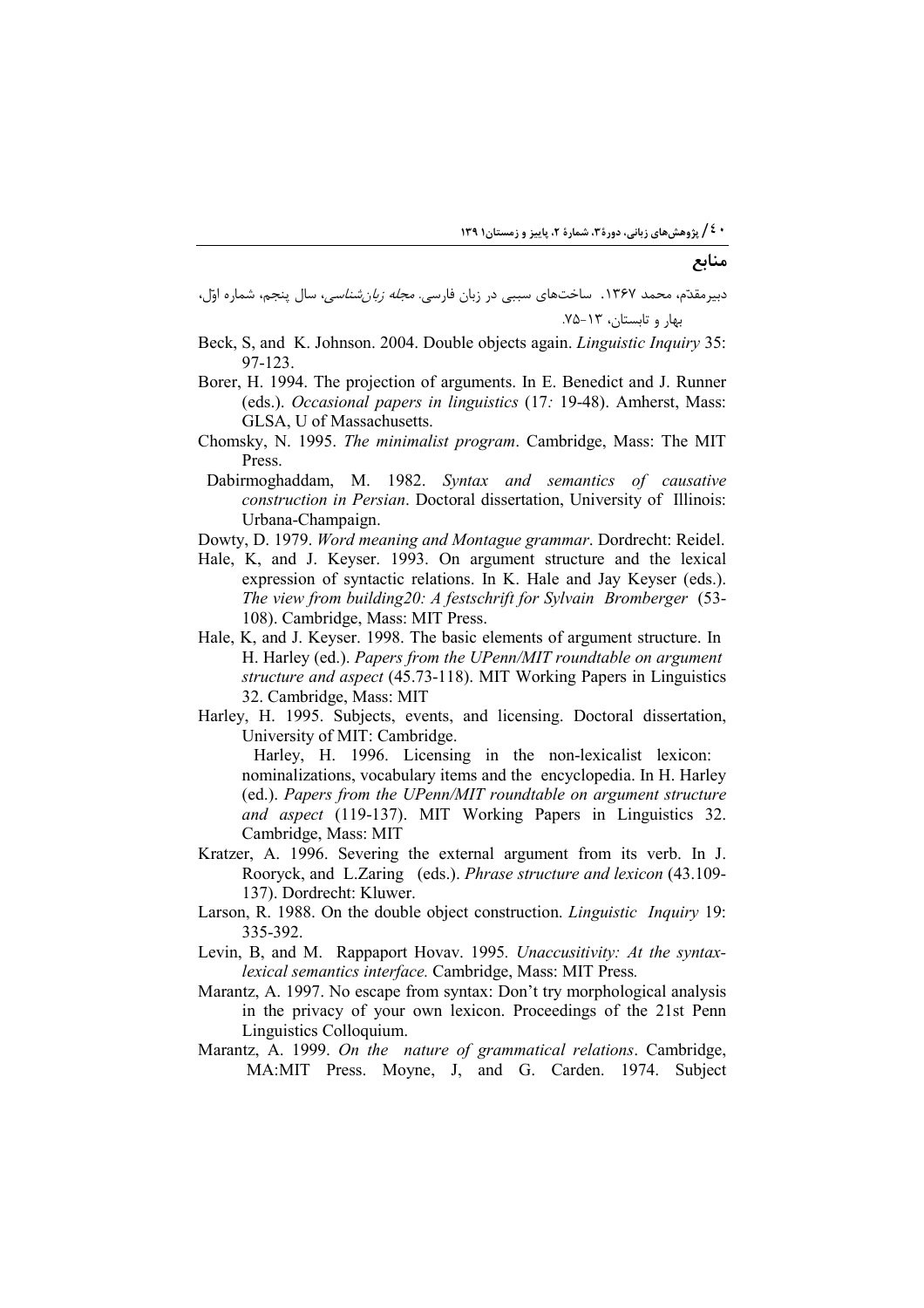## منابع

دبیرمقدّم، محمد ۱۳۶۷. ساخت‌های سببی در زبان فارسی. *مجله زبان‌شناسی*، سال پنجم، شماره اوّل، بهار و تابستان، ۱۳-۷۵.

Beck, S, and K. Johnson. 2004. Double objects again. *Linguistic Inquiry* 35: 97-123.

Borer, H. 1994. The projection of arguments. In E. Benedict and J. Runner (eds.). *Occasional papers in linguistics* (17*:* 19-48). Amherst, Mass: GLSA, U of Massachusetts.

Chomsky, N. 1995. *The minimalist program*. Cambridge, Mass: The MIT Press.

Dabirmoghaddam, M. 1982. *Syntax and semantics of causative construction in Persian*. Doctoral dissertation, University of Illinois: Urbana-Champaign.

Dowty, D. 1979. *Word meaning and Montague grammar*. Dordrecht: Reidel.

Hale, K, and J. Keyser. 1993. On argument structure and the lexical expression of syntactic relations. In K. Hale and Jay Keyser (eds.). *The view from building20: A festschrift for Sylvain Bromberger* (53-108). Cambridge, Mass: MIT Press.

Hale, K, and J. Keyser. 1998. The basic elements of argument structure. In H. Harley (ed.). *Papers from the UPenn/MIT roundtable on argument structure and aspect* (45.73-118). MIT Working Papers in Linguistics 32. Cambridge, Mass: MIT

Harley, H. 1995. Subjects, events, and licensing. Doctoral dissertation, University of MIT: Cambridge.

Harley, H. 1996. Licensing in the non-lexicalist lexicon: nominalizations, vocabulary items and the encyclopedia. In H. Harley (ed.). *Papers from the UPenn/MIT roundtable on argument structure and aspect* (119-137). MIT Working Papers in Linguistics 32. Cambridge, Mass: MIT

Kratzer, A. 1996. Severing the external argument from its verb. In J. Rooryck, and L.Zaring (eds.). *Phrase structure and lexicon* (43.109-137). Dordrecht: Kluwer.

Larson, R. 1988. On the double object construction. *Linguistic Inquiry* 19: 335-392.

Levin, B, and M. Rappaport Hovav. 1995*. Unaccusitivity: At the syntax-lexical semantics interface.* Cambridge, Mass: MIT Press*.*

Marantz, A. 1997. No escape from syntax: Don't try morphological analysis in the privacy of your own lexicon. Proceedings of the 21st Penn Linguistics Colloquium.

Marantz, A. 1999. *On the nature of grammatical relations*. Cambridge, MA:MIT Press. Moyne, J, and G. Carden. 1974. Subject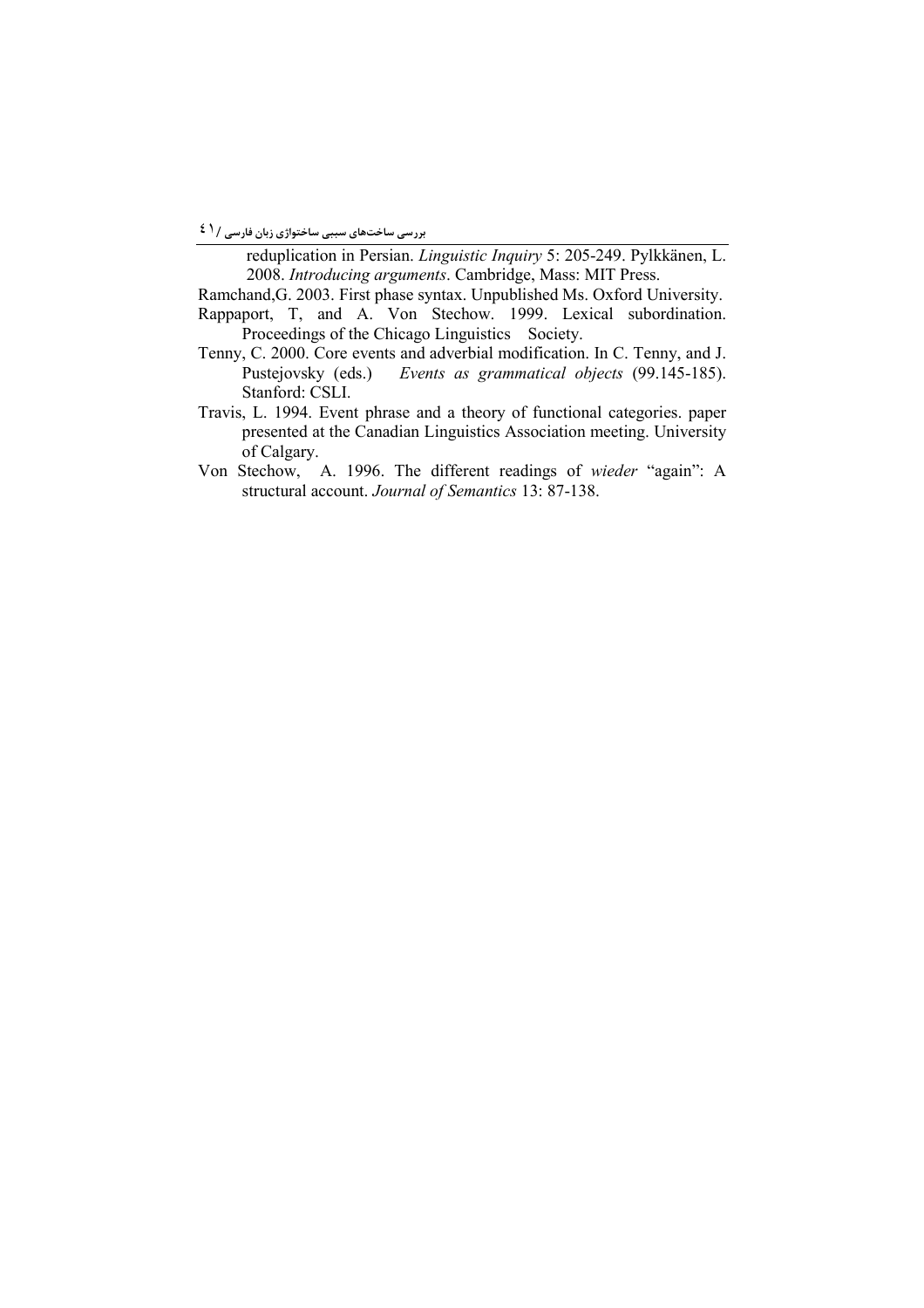reduplication in Persian. *Linguistic Inquiry* 5: 205-249. Pylkkänen, L. 2008. *Introducing arguments*. Cambridge, Mass: MIT Press.

Ramchand,G. 2003. First phase syntax. Unpublished Ms. Oxford University.

Rappaport, T, and A. Von Stechow. 1999. Lexical subordination. Proceedings of the Chicago Linguistics Society.

Tenny, C. 2000. Core events and adverbial modification. In C. Tenny, and J. Pustejovsky (eds.) *Events as grammatical objects* (99.145-185). Stanford: CSLI.

Travis, L. 1994. Event phrase and a theory of functional categories. paper presented at the Canadian Linguistics Association meeting. University of Calgary.

Von Stechow, A. 1996. The different readings of *wieder* "again": A structural account. *Journal of Semantics* 13: 87-138.